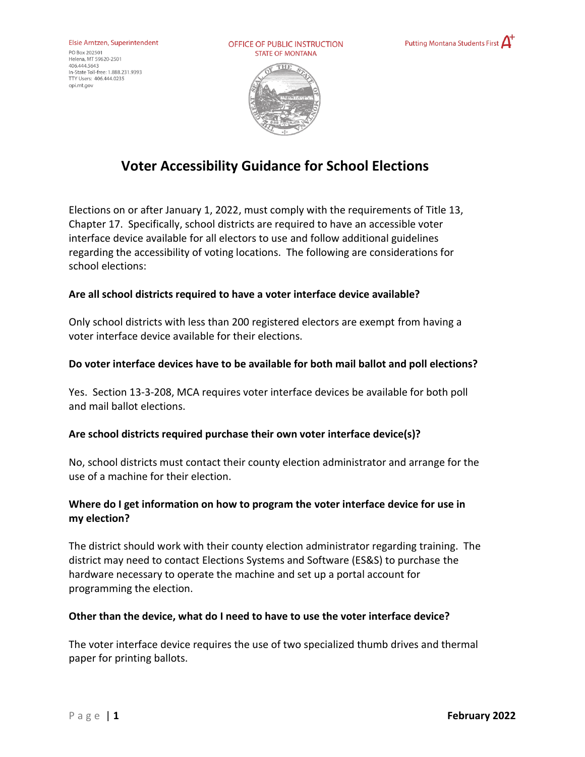Elsie Arntzen, Superintendent
PO Box 202501
Helena, MT 59620-2501
406.444.5643
In-State Toll-free: 1.888.231.9393
TTY Users: 406.444.0235
opi.mt.gov

OFFICE OF PUBLIC INSTRUCTION
STATE OF MONTANA

Putting Montana Students First A+

# Voter Accessibility Guidance for School Elections

Elections on or after January 1, 2022, must comply with the requirements of Title 13, Chapter 17. Specifically, school districts are required to have an accessible voter interface device available for all electors to use and follow additional guidelines regarding the accessibility of voting locations. The following are considerations for school elections:

**Are all school districts required to have a voter interface device available?**

Only school districts with less than 200 registered electors are exempt from having a voter interface device available for their elections.

**Do voter interface devices have to be available for both mail ballot and poll elections?**

Yes. Section 13-3-208, MCA requires voter interface devices be available for both poll and mail ballot elections.

**Are school districts required purchase their own voter interface device(s)?**

No, school districts must contact their county election administrator and arrange for the use of a machine for their election.

**Where do I get information on how to program the voter interface device for use in my election?**

The district should work with their county election administrator regarding training. The district may need to contact Elections Systems and Software (ES&S) to purchase the hardware necessary to operate the machine and set up a portal account for programming the election.

**Other than the device, what do I need to have to use the voter interface device?**

The voter interface device requires the use of two specialized thumb drives and thermal paper for printing ballots.

February 2022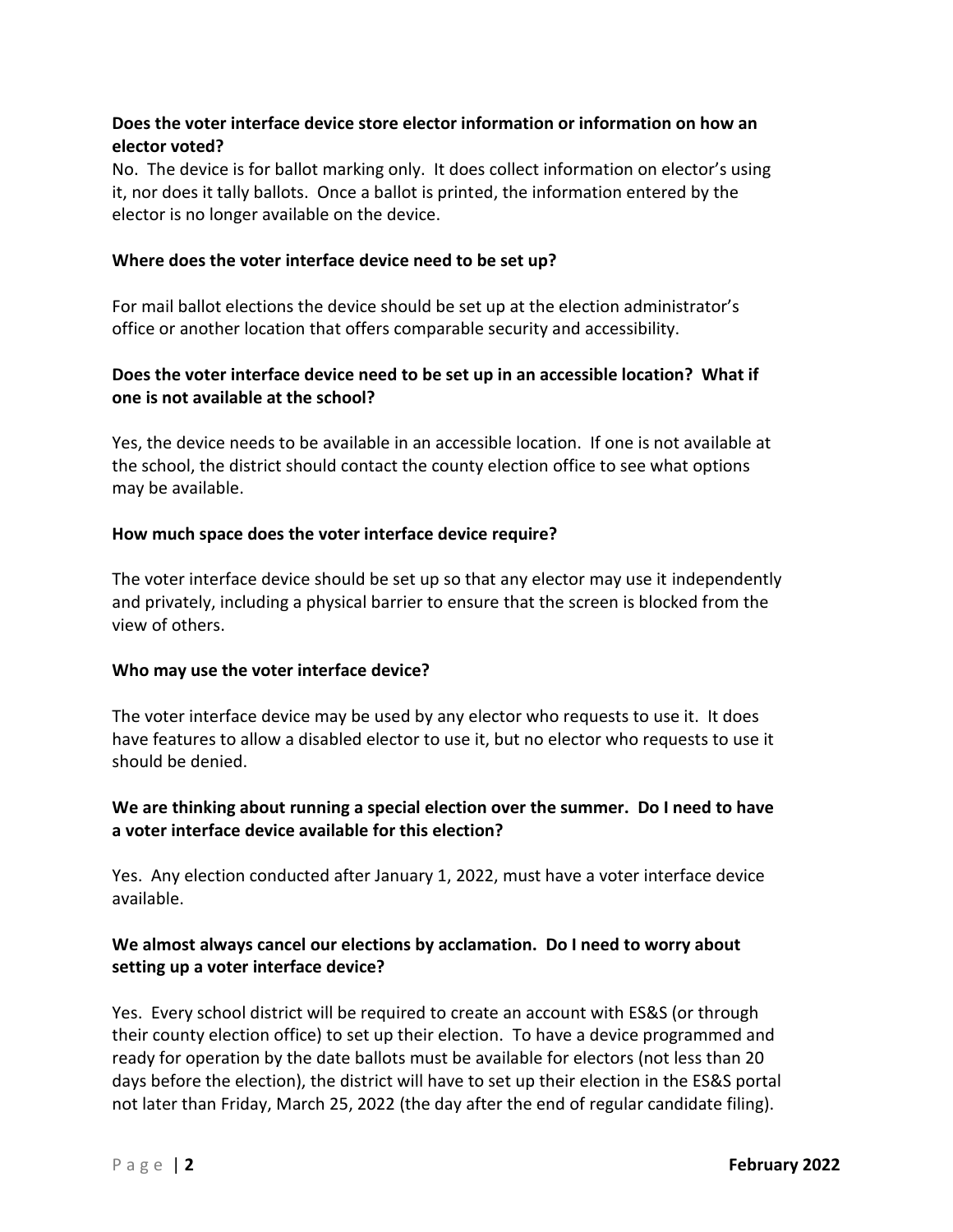**Does the voter interface device store elector information or information on how an elector voted?**

No. The device is for ballot marking only. It does collect information on elector's using it, nor does it tally ballots. Once a ballot is printed, the information entered by the elector is no longer available on the device.

**Where does the voter interface device need to be set up?**

For mail ballot elections the device should be set up at the election administrator's office or another location that offers comparable security and accessibility.

**Does the voter interface device need to be set up in an accessible location? What if one is not available at the school?**

Yes, the device needs to be available in an accessible location. If one is not available at the school, the district should contact the county election office to see what options may be available.

**How much space does the voter interface device require?**

The voter interface device should be set up so that any elector may use it independently and privately, including a physical barrier to ensure that the screen is blocked from the view of others.

**Who may use the voter interface device?**

The voter interface device may be used by any elector who requests to use it. It does have features to allow a disabled elector to use it, but no elector who requests to use it should be denied.

**We are thinking about running a special election over the summer. Do I need to have a voter interface device available for this election?**

Yes. Any election conducted after January 1, 2022, must have a voter interface device available.

**We almost always cancel our elections by acclamation. Do I need to worry about setting up a voter interface device?**

Yes. Every school district will be required to create an account with ES&S (or through their county election office) to set up their election. To have a device programmed and ready for operation by the date ballots must be available for electors (not less than 20 days before the election), the district will have to set up their election in the ES&S portal not later than Friday, March 25, 2022 (the day after the end of regular candidate filing).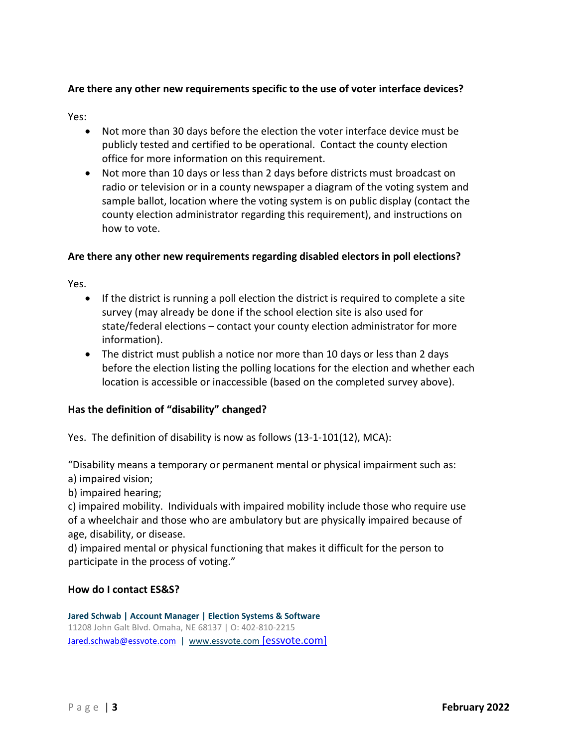**Are there any other new requirements specific to the use of voter interface devices?**

Yes:

- Not more than 30 days before the election the voter interface device must be publicly tested and certified to be operational. Contact the county election office for more information on this requirement.
- Not more than 10 days or less than 2 days before districts must broadcast on radio or television or in a county newspaper a diagram of the voting system and sample ballot, location where the voting system is on public display (contact the county election administrator regarding this requirement), and instructions on how to vote.

**Are there any other new requirements regarding disabled electors in poll elections?**

Yes.

- If the district is running a poll election the district is required to complete a site survey (may already be done if the school election site is also used for state/federal elections – contact your county election administrator for more information).
- The district must publish a notice nor more than 10 days or less than 2 days before the election listing the polling locations for the election and whether each location is accessible or inaccessible (based on the completed survey above).

**Has the definition of "disability" changed?**

Yes. The definition of disability is now as follows (13-1-101(12), MCA):

"Disability means a temporary or permanent mental or physical impairment such as:
a) impaired vision;
b) impaired hearing;
c) impaired mobility. Individuals with impaired mobility include those who require use of a wheelchair and those who are ambulatory but are physically impaired because of age, disability, or disease.
d) impaired mental or physical functioning that makes it difficult for the person to participate in the process of voting."

**How do I contact ES&S?**

**Jared Schwab | Account Manager | Election Systems & Software**
11208 John Galt Blvd. Omaha, NE 68137 | O: 402-810-2215
Jared.schwab@essvote.com | www.essvote.com [essvote.com]

February 2022